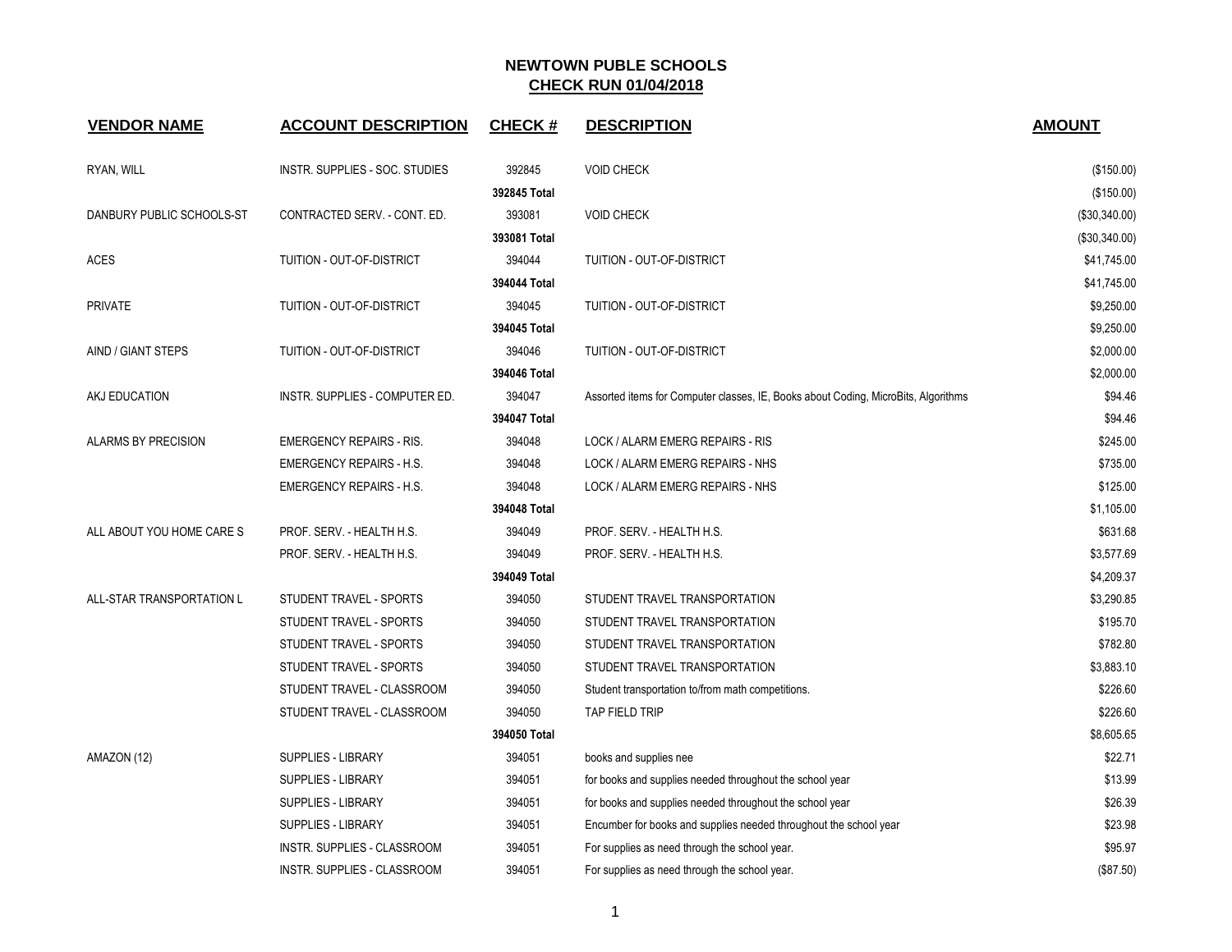# NEWTOWN PUBLE SCHOOLS

## CHECK RUN 01/04/2018

| VENDOR NAME | ACCOUNT DESCRIPTION | CHECK # | DESCRIPTION | AMOUNT |
|---|---|---|---|---|
| RYAN, WILL | INSTR. SUPPLIES - SOC. STUDIES | 392845 | VOID CHECK | ($150.00) |
| | | **392845 Total** | | ($150.00) |
| DANBURY PUBLIC SCHOOLS-ST | CONTRACTED SERV. - CONT. ED. | 393081 | VOID CHECK | ($30,340.00) |
| | | **393081 Total** | | ($30,340.00) |
| ACES | TUITION - OUT-OF-DISTRICT | 394044 | TUITION - OUT-OF-DISTRICT | $41,745.00 |
| | | **394044 Total** | | $41,745.00 |
| PRIVATE | TUITION - OUT-OF-DISTRICT | 394045 | TUITION - OUT-OF-DISTRICT | $9,250.00 |
| | | **394045 Total** | | $9,250.00 |
| AIND / GIANT STEPS | TUITION - OUT-OF-DISTRICT | 394046 | TUITION - OUT-OF-DISTRICT | $2,000.00 |
| | | **394046 Total** | | $2,000.00 |
| AKJ EDUCATION | INSTR. SUPPLIES - COMPUTER ED. | 394047 | Assorted items for Computer classes, IE, Books about Coding, MicroBits, Algorithms | $94.46 |
| | | **394047 Total** | | $94.46 |
| ALARMS BY PRECISION | EMERGENCY REPAIRS - RIS. | 394048 | LOCK / ALARM EMERG REPAIRS - RIS | $245.00 |
| | EMERGENCY REPAIRS - H.S. | 394048 | LOCK / ALARM EMERG REPAIRS - NHS | $735.00 |
| | EMERGENCY REPAIRS - H.S. | 394048 | LOCK / ALARM EMERG REPAIRS - NHS | $125.00 |
| | | **394048 Total** | | $1,105.00 |
| ALL ABOUT YOU HOME CARE S | PROF. SERV. - HEALTH H.S. | 394049 | PROF. SERV. - HEALTH H.S. | $631.68 |
| | PROF. SERV. - HEALTH H.S. | 394049 | PROF. SERV. - HEALTH H.S. | $3,577.69 |
| | | **394049 Total** | | $4,209.37 |
| ALL-STAR TRANSPORTATION L | STUDENT TRAVEL - SPORTS | 394050 | STUDENT TRAVEL TRANSPORTATION | $3,290.85 |
| | STUDENT TRAVEL - SPORTS | 394050 | STUDENT TRAVEL TRANSPORTATION | $195.70 |
| | STUDENT TRAVEL - SPORTS | 394050 | STUDENT TRAVEL TRANSPORTATION | $782.80 |
| | STUDENT TRAVEL - SPORTS | 394050 | STUDENT TRAVEL TRANSPORTATION | $3,883.10 |
| | STUDENT TRAVEL - CLASSROOM | 394050 | Student transportation to/from math competitions. | $226.60 |
| | STUDENT TRAVEL - CLASSROOM | 394050 | TAP FIELD TRIP | $226.60 |
| | | **394050 Total** | | $8,605.65 |
| AMAZON (12) | SUPPLIES - LIBRARY | 394051 | books and supplies nee | $22.71 |
| | SUPPLIES - LIBRARY | 394051 | for books and supplies needed throughout the school year | $13.99 |
| | SUPPLIES - LIBRARY | 394051 | for books and supplies needed throughout the school year | $26.39 |
| | SUPPLIES - LIBRARY | 394051 | Encumber for books and supplies needed throughout the school year | $23.98 |
| | INSTR. SUPPLIES - CLASSROOM | 394051 | For supplies as need through the school year. | $95.97 |
| | INSTR. SUPPLIES - CLASSROOM | 394051 | For supplies as need through the school year. | ($87.50) |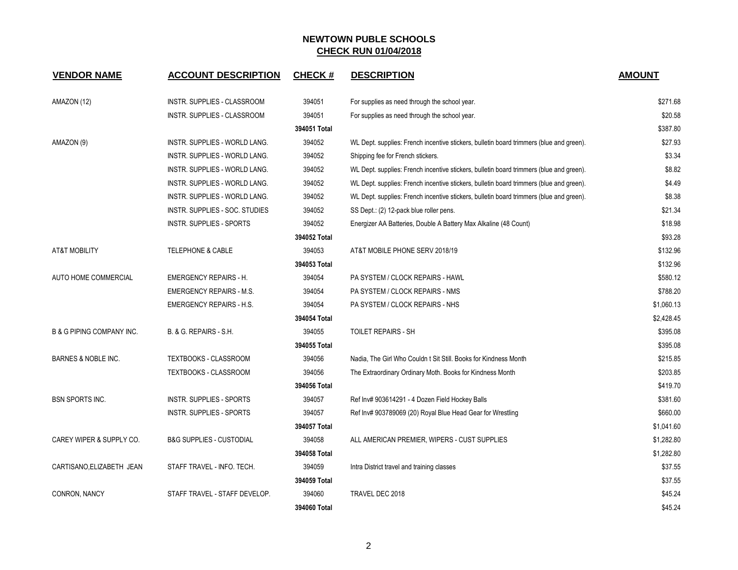## NEWTOWN PUBLE SCHOOLS
## CHECK RUN 01/04/2018

| VENDOR NAME | ACCOUNT DESCRIPTION | CHECK # | DESCRIPTION | AMOUNT |
|---|---|---|---|---|
| AMAZON (12) | INSTR. SUPPLIES - CLASSROOM | 394051 | For supplies as need through the school year. | $271.68 |
| | INSTR. SUPPLIES - CLASSROOM | 394051 | For supplies as need through the school year. | $20.58 |
| | | 394051 Total | | $387.80 |
| AMAZON (9) | INSTR. SUPPLIES - WORLD LANG. | 394052 | WL Dept. supplies: French incentive stickers, bulletin board trimmers (blue and green). | $27.93 |
| | INSTR. SUPPLIES - WORLD LANG. | 394052 | Shipping fee for French stickers. | $3.34 |
| | INSTR. SUPPLIES - WORLD LANG. | 394052 | WL Dept. supplies: French incentive stickers, bulletin board trimmers (blue and green). | $8.82 |
| | INSTR. SUPPLIES - WORLD LANG. | 394052 | WL Dept. supplies: French incentive stickers, bulletin board trimmers (blue and green). | $4.49 |
| | INSTR. SUPPLIES - WORLD LANG. | 394052 | WL Dept. supplies: French incentive stickers, bulletin board trimmers (blue and green). | $8.38 |
| | INSTR. SUPPLIES - SOC. STUDIES | 394052 | SS Dept.: (2) 12-pack blue roller pens. | $21.34 |
| | INSTR. SUPPLIES - SPORTS | 394052 | Energizer AA Batteries, Double A Battery Max Alkaline (48 Count) | $18.98 |
| | | 394052 Total | | $93.28 |
| AT&T MOBILITY | TELEPHONE & CABLE | 394053 | AT&T MOBILE PHONE SERV 2018/19 | $132.96 |
| | | 394053 Total | | $132.96 |
| AUTO HOME COMMERCIAL | EMERGENCY REPAIRS - H. | 394054 | PA SYSTEM / CLOCK REPAIRS - HAWL | $580.12 |
| | EMERGENCY REPAIRS - M.S. | 394054 | PA SYSTEM / CLOCK REPAIRS - NMS | $788.20 |
| | EMERGENCY REPAIRS - H.S. | 394054 | PA SYSTEM / CLOCK REPAIRS - NHS | $1,060.13 |
| | | 394054 Total | | $2,428.45 |
| B & G PIPING COMPANY INC. | B. & G. REPAIRS - S.H. | 394055 | TOILET REPAIRS - SH | $395.08 |
| | | 394055 Total | | $395.08 |
| BARNES & NOBLE INC. | TEXTBOOKS - CLASSROOM | 394056 | Nadia, The Girl Who Couldn t Sit Still. Books for Kindness Month | $215.85 |
| | TEXTBOOKS - CLASSROOM | 394056 | The Extraordinary Ordinary Moth. Books for Kindness Month | $203.85 |
| | | 394056 Total | | $419.70 |
| BSN SPORTS INC. | INSTR. SUPPLIES - SPORTS | 394057 | Ref Inv# 903614291 - 4 Dozen Field Hockey Balls | $381.60 |
| | INSTR. SUPPLIES - SPORTS | 394057 | Ref Inv# 903789069 (20) Royal Blue Head Gear for Wrestling | $660.00 |
| | | 394057 Total | | $1,041.60 |
| CAREY WIPER & SUPPLY CO. | B&G SUPPLIES - CUSTODIAL | 394058 | ALL AMERICAN PREMIER, WIPERS - CUST SUPPLIES | $1,282.80 |
| | | 394058 Total | | $1,282.80 |
| CARTISANO,ELIZABETH JEAN | STAFF TRAVEL - INFO. TECH. | 394059 | Intra District travel and training classes | $37.55 |
| | | 394059 Total | | $37.55 |
| CONRON, NANCY | STAFF TRAVEL - STAFF DEVELOP. | 394060 | TRAVEL DEC 2018 | $45.24 |
| | | 394060 Total | | $45.24 |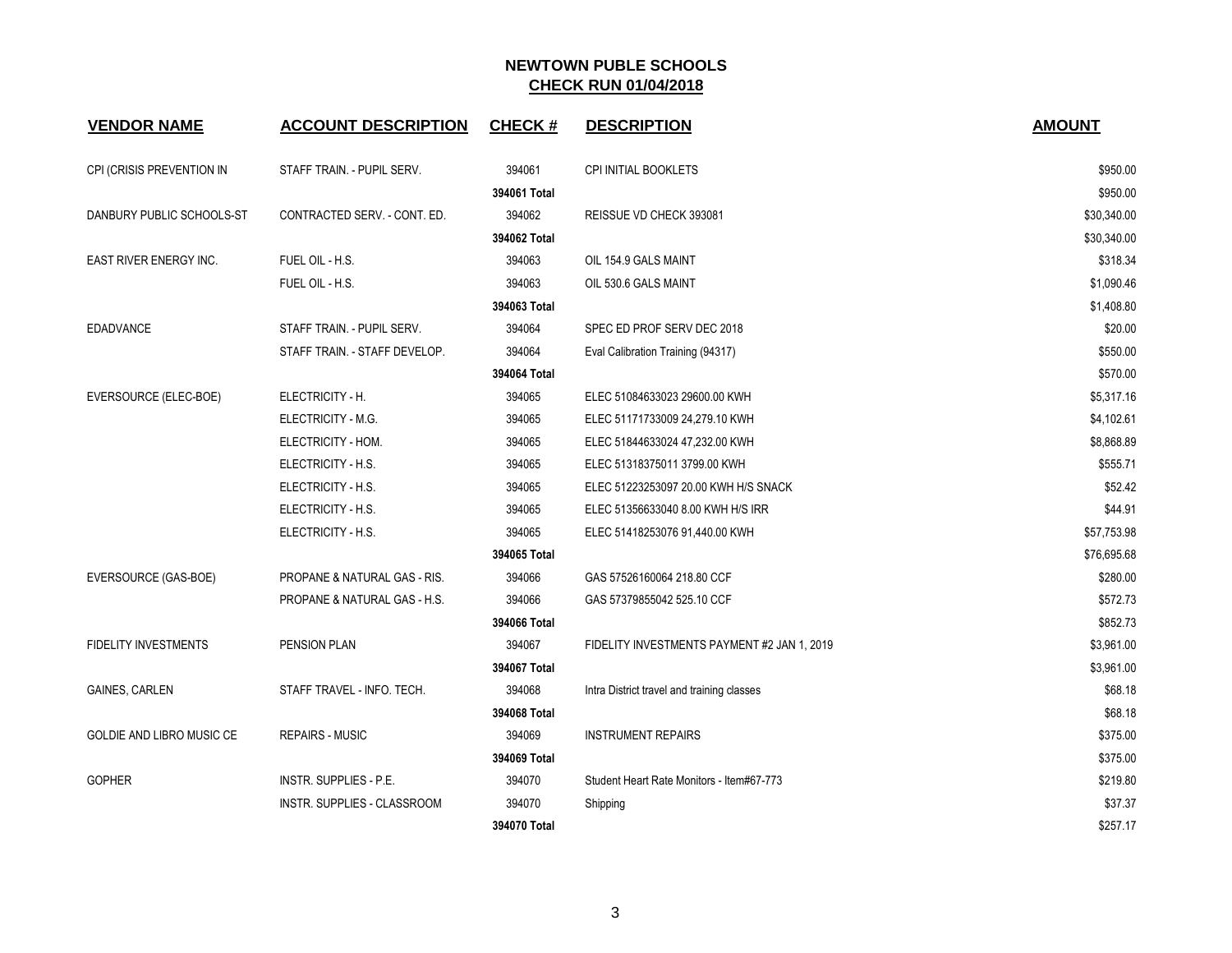## NEWTOWN PUBLE SCHOOLS
## CHECK RUN 01/04/2018

| VENDOR NAME | ACCOUNT DESCRIPTION | CHECK # | DESCRIPTION | AMOUNT |
|---|---|---|---|---|
| CPI (CRISIS PREVENTION IN | STAFF TRAIN. - PUPIL SERV. | 394061 | CPI INITIAL BOOKLETS | $950.00 |
| | | **394061 Total** | | $950.00 |
| DANBURY PUBLIC SCHOOLS-ST | CONTRACTED SERV. - CONT. ED. | 394062 | REISSUE VD CHECK 393081 | $30,340.00 |
| | | **394062 Total** | | $30,340.00 |
| EAST RIVER ENERGY INC. | FUEL OIL - H.S. | 394063 | OIL 154.9 GALS MAINT | $318.34 |
| | FUEL OIL - H.S. | 394063 | OIL 530.6 GALS MAINT | $1,090.46 |
| | | **394063 Total** | | $1,408.80 |
| EDADVANCE | STAFF TRAIN. - PUPIL SERV. | 394064 | SPEC ED PROF SERV DEC 2018 | $20.00 |
| | STAFF TRAIN. - STAFF DEVELOP. | 394064 | Eval Calibration Training (94317) | $550.00 |
| | | **394064 Total** | | $570.00 |
| EVERSOURCE (ELEC-BOE) | ELECTRICITY - H. | 394065 | ELEC 51084633023 29600.00 KWH | $5,317.16 |
| | ELECTRICITY - M.G. | 394065 | ELEC 51171733009 24,279.10 KWH | $4,102.61 |
| | ELECTRICITY - HOM. | 394065 | ELEC 51844633024 47,232.00 KWH | $8,868.89 |
| | ELECTRICITY - H.S. | 394065 | ELEC 51318375011 3799.00 KWH | $555.71 |
| | ELECTRICITY - H.S. | 394065 | ELEC 51223253097 20.00 KWH H/S SNACK | $52.42 |
| | ELECTRICITY - H.S. | 394065 | ELEC 51356633040 8.00 KWH H/S IRR | $44.91 |
| | ELECTRICITY - H.S. | 394065 | ELEC 51418253076 91,440.00 KWH | $57,753.98 |
| | | **394065 Total** | | $76,695.68 |
| EVERSOURCE (GAS-BOE) | PROPANE & NATURAL GAS - RIS. | 394066 | GAS 57526160064 218.80 CCF | $280.00 |
| | PROPANE & NATURAL GAS - H.S. | 394066 | GAS 57379855042 525.10 CCF | $572.73 |
| | | **394066 Total** | | $852.73 |
| FIDELITY INVESTMENTS | PENSION PLAN | 394067 | FIDELITY INVESTMENTS PAYMENT #2 JAN 1, 2019 | $3,961.00 |
| | | **394067 Total** | | $3,961.00 |
| GAINES, CARLEN | STAFF TRAVEL - INFO. TECH. | 394068 | Intra District travel and training classes | $68.18 |
| | | **394068 Total** | | $68.18 |
| GOLDIE AND LIBRO MUSIC CE | REPAIRS - MUSIC | 394069 | INSTRUMENT REPAIRS | $375.00 |
| | | **394069 Total** | | $375.00 |
| GOPHER | INSTR. SUPPLIES - P.E. | 394070 | Student Heart Rate Monitors - Item#67-773 | $219.80 |
| | INSTR. SUPPLIES - CLASSROOM | 394070 | Shipping | $37.37 |
| | | **394070 Total** | | $257.17 |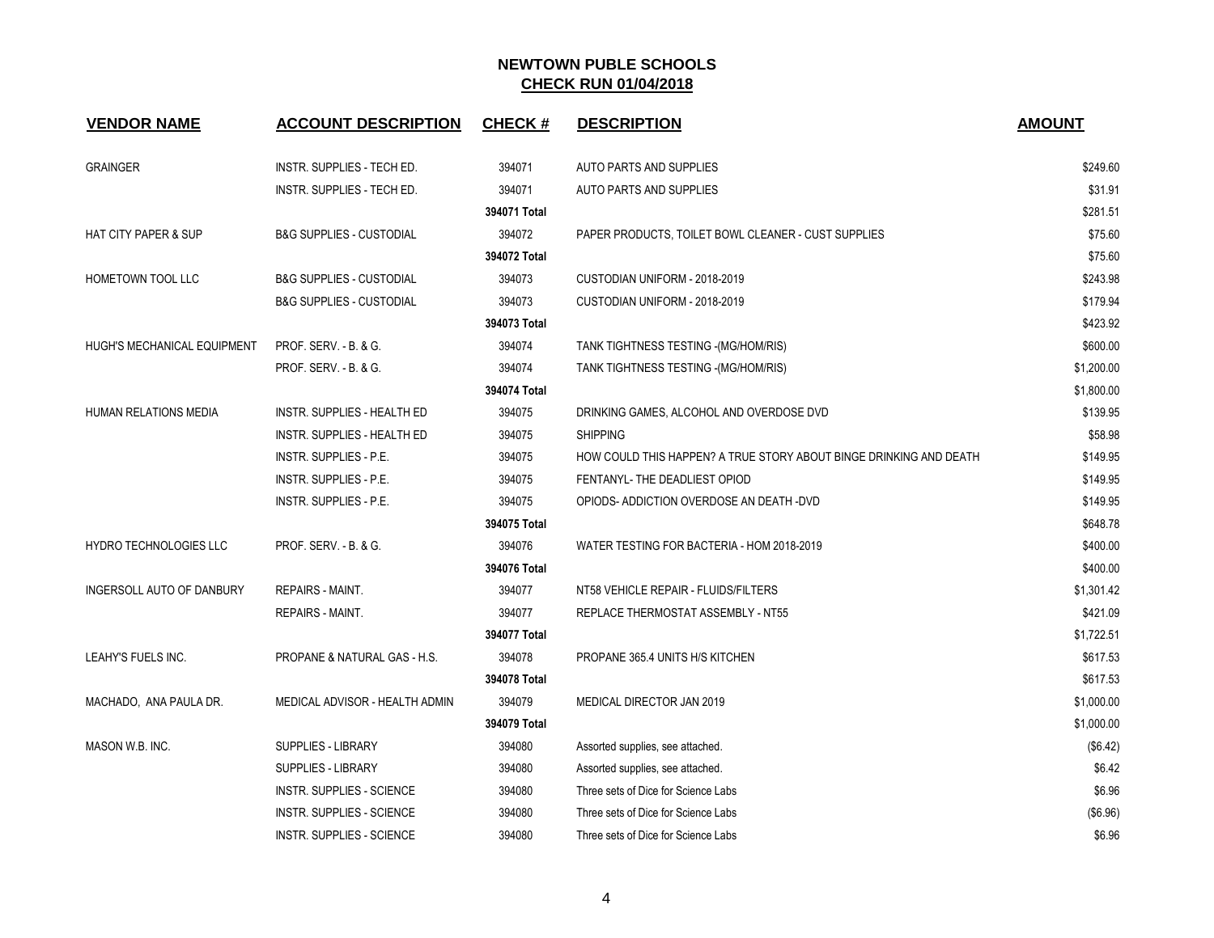## NEWTOWN PUBLE SCHOOLS

## CHECK RUN 01/04/2018

| VENDOR NAME | ACCOUNT DESCRIPTION | CHECK # | DESCRIPTION | AMOUNT |
|---|---|---|---|---|
| GRAINGER | INSTR. SUPPLIES - TECH ED. | 394071 | AUTO PARTS AND SUPPLIES | $249.60 |
| | INSTR. SUPPLIES - TECH ED. | 394071 | AUTO PARTS AND SUPPLIES | $31.91 |
| | | **394071 Total** | | $281.51 |
| HAT CITY PAPER & SUP | B&G SUPPLIES - CUSTODIAL | 394072 | PAPER PRODUCTS, TOILET BOWL CLEANER - CUST SUPPLIES | $75.60 |
| | | **394072 Total** | | $75.60 |
| HOMETOWN TOOL LLC | B&G SUPPLIES - CUSTODIAL | 394073 | CUSTODIAN UNIFORM - 2018-2019 | $243.98 |
| | B&G SUPPLIES - CUSTODIAL | 394073 | CUSTODIAN UNIFORM - 2018-2019 | $179.94 |
| | | **394073 Total** | | $423.92 |
| HUGH'S MECHANICAL EQUIPMENT | PROF. SERV. - B. & G. | 394074 | TANK TIGHTNESS TESTING -(MG/HOM/RIS) | $600.00 |
| | PROF. SERV. - B. & G. | 394074 | TANK TIGHTNESS TESTING -(MG/HOM/RIS) | $1,200.00 |
| | | **394074 Total** | | $1,800.00 |
| HUMAN RELATIONS MEDIA | INSTR. SUPPLIES - HEALTH ED | 394075 | DRINKING GAMES, ALCOHOL AND OVERDOSE DVD | $139.95 |
| | INSTR. SUPPLIES - HEALTH ED | 394075 | SHIPPING | $58.98 |
| | INSTR. SUPPLIES - P.E. | 394075 | HOW COULD THIS HAPPEN? A TRUE STORY ABOUT BINGE DRINKING AND DEATH | $149.95 |
| | INSTR. SUPPLIES - P.E. | 394075 | FENTANYL- THE DEADLIEST OPIOD | $149.95 |
| | INSTR. SUPPLIES - P.E. | 394075 | OPIODS- ADDICTION OVERDOSE AN DEATH -DVD | $149.95 |
| | | **394075 Total** | | $648.78 |
| HYDRO TECHNOLOGIES LLC | PROF. SERV. - B. & G. | 394076 | WATER TESTING FOR BACTERIA - HOM 2018-2019 | $400.00 |
| | | **394076 Total** | | $400.00 |
| INGERSOLL AUTO OF DANBURY | REPAIRS - MAINT. | 394077 | NT58 VEHICLE REPAIR - FLUIDS/FILTERS | $1,301.42 |
| | REPAIRS - MAINT. | 394077 | REPLACE THERMOSTAT ASSEMBLY - NT55 | $421.09 |
| | | **394077 Total** | | $1,722.51 |
| LEAHY'S FUELS INC. | PROPANE & NATURAL GAS - H.S. | 394078 | PROPANE 365.4 UNITS H/S KITCHEN | $617.53 |
| | | **394078 Total** | | $617.53 |
| MACHADO, ANA PAULA DR. | MEDICAL ADVISOR - HEALTH ADMIN | 394079 | MEDICAL DIRECTOR JAN 2019 | $1,000.00 |
| | | **394079 Total** | | $1,000.00 |
| MASON W.B. INC. | SUPPLIES - LIBRARY | 394080 | Assorted supplies, see attached. | ($6.42) |
| | SUPPLIES - LIBRARY | 394080 | Assorted supplies, see attached. | $6.42 |
| | INSTR. SUPPLIES - SCIENCE | 394080 | Three sets of Dice for Science Labs | $6.96 |
| | INSTR. SUPPLIES - SCIENCE | 394080 | Three sets of Dice for Science Labs | ($6.96) |
| | INSTR. SUPPLIES - SCIENCE | 394080 | Three sets of Dice for Science Labs | $6.96 |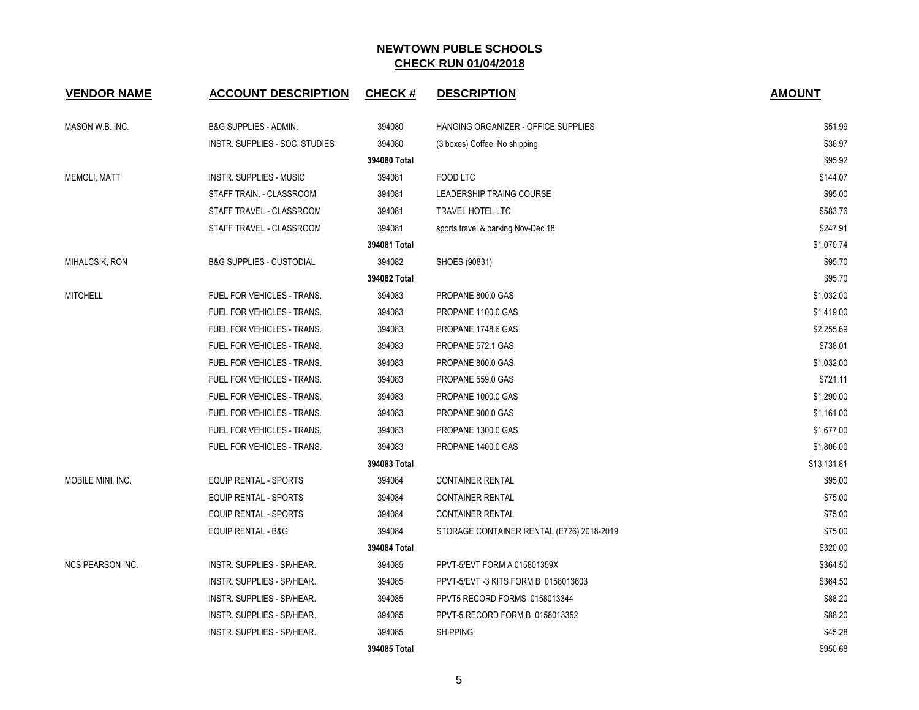## NEWTOWN PUBLE SCHOOLS
## CHECK RUN 01/04/2018

| VENDOR NAME | ACCOUNT DESCRIPTION | CHECK # | DESCRIPTION | AMOUNT |
|---|---|---|---|---|
| MASON W.B. INC. | B&G SUPPLIES - ADMIN. | 394080 | HANGING ORGANIZER - OFFICE SUPPLIES | $51.99 |
| | INSTR. SUPPLIES - SOC. STUDIES | 394080 | (3 boxes) Coffee. No shipping. | $36.97 |
| | | **394080 Total** | | $95.92 |
| MEMOLI, MATT | INSTR. SUPPLIES - MUSIC | 394081 | FOOD LTC | $144.07 |
| | STAFF TRAIN. - CLASSROOM | 394081 | LEADERSHIP TRAING COURSE | $95.00 |
| | STAFF TRAVEL - CLASSROOM | 394081 | TRAVEL HOTEL LTC | $583.76 |
| | STAFF TRAVEL - CLASSROOM | 394081 | sports travel & parking Nov-Dec 18 | $247.91 |
| | | **394081 Total** | | $1,070.74 |
| MIHALCSIK, RON | B&G SUPPLIES - CUSTODIAL | 394082 | SHOES (90831) | $95.70 |
| | | **394082 Total** | | $95.70 |
| MITCHELL | FUEL FOR VEHICLES - TRANS. | 394083 | PROPANE 800.0 GAS | $1,032.00 |
| | FUEL FOR VEHICLES - TRANS. | 394083 | PROPANE 1100.0 GAS | $1,419.00 |
| | FUEL FOR VEHICLES - TRANS. | 394083 | PROPANE 1748.6 GAS | $2,255.69 |
| | FUEL FOR VEHICLES - TRANS. | 394083 | PROPANE 572.1 GAS | $738.01 |
| | FUEL FOR VEHICLES - TRANS. | 394083 | PROPANE 800.0 GAS | $1,032.00 |
| | FUEL FOR VEHICLES - TRANS. | 394083 | PROPANE 559.0 GAS | $721.11 |
| | FUEL FOR VEHICLES - TRANS. | 394083 | PROPANE 1000.0 GAS | $1,290.00 |
| | FUEL FOR VEHICLES - TRANS. | 394083 | PROPANE 900.0 GAS | $1,161.00 |
| | FUEL FOR VEHICLES - TRANS. | 394083 | PROPANE 1300.0 GAS | $1,677.00 |
| | FUEL FOR VEHICLES - TRANS. | 394083 | PROPANE 1400.0 GAS | $1,806.00 |
| | | **394083 Total** | | $13,131.81 |
| MOBILE MINI, INC. | EQUIP RENTAL - SPORTS | 394084 | CONTAINER RENTAL | $95.00 |
| | EQUIP RENTAL - SPORTS | 394084 | CONTAINER RENTAL | $75.00 |
| | EQUIP RENTAL - SPORTS | 394084 | CONTAINER RENTAL | $75.00 |
| | EQUIP RENTAL - B&G | 394084 | STORAGE CONTAINER RENTAL (E726) 2018-2019 | $75.00 |
| | | **394084 Total** | | $320.00 |
| NCS PEARSON INC. | INSTR. SUPPLIES - SP/HEAR. | 394085 | PPVT-5/EVT FORM A 015801359X | $364.50 |
| | INSTR. SUPPLIES - SP/HEAR. | 394085 | PPVT-5/EVT -3 KITS FORM B 0158013603 | $364.50 |
| | INSTR. SUPPLIES - SP/HEAR. | 394085 | PPVT5 RECORD FORMS 0158013344 | $88.20 |
| | INSTR. SUPPLIES - SP/HEAR. | 394085 | PPVT-5 RECORD FORM B 0158013352 | $88.20 |
| | INSTR. SUPPLIES - SP/HEAR. | 394085 | SHIPPING | $45.28 |
| | | **394085 Total** | | $950.68 |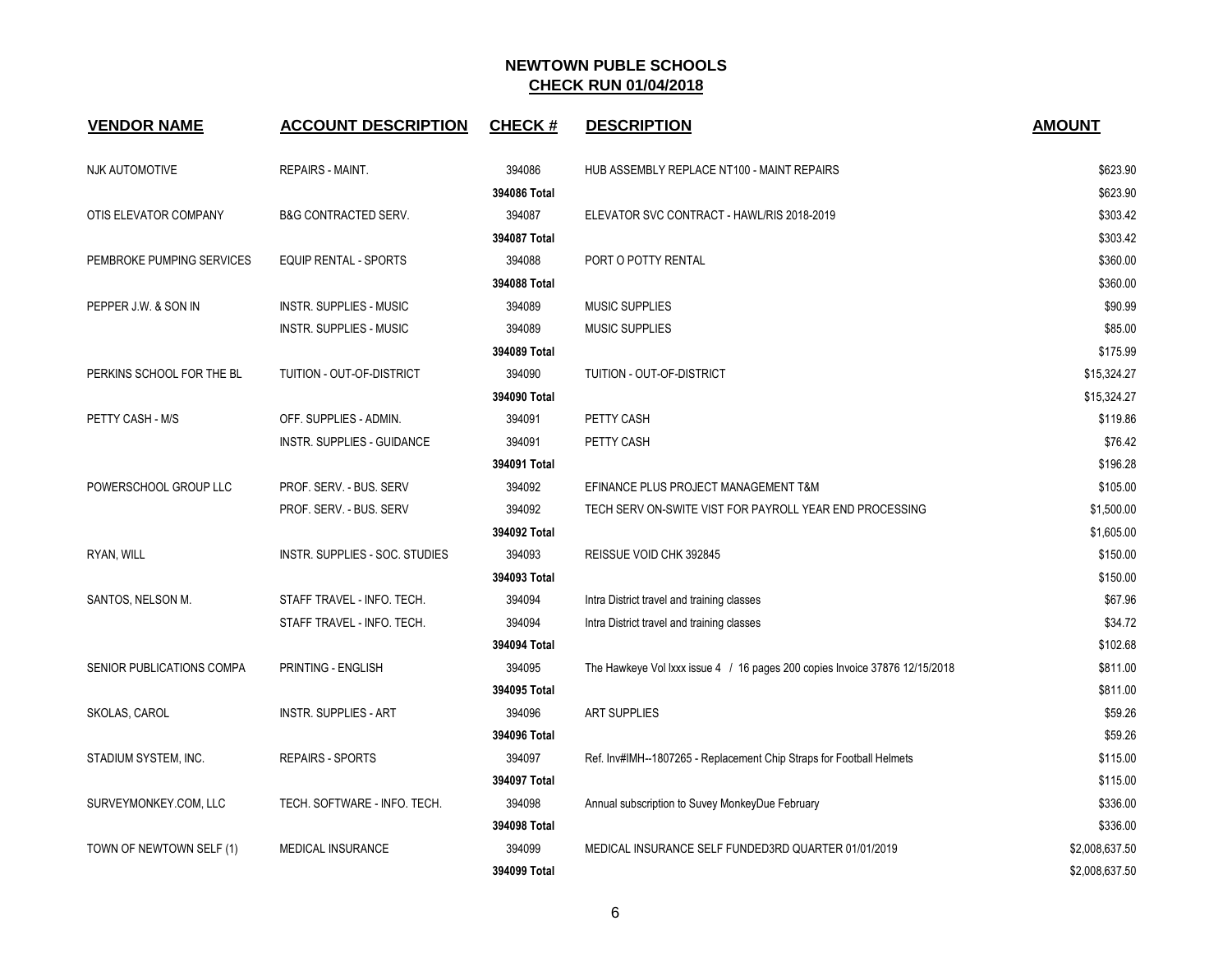## NEWTOWN PUBLE SCHOOLS
## CHECK RUN 01/04/2018

| VENDOR NAME | ACCOUNT DESCRIPTION | CHECK # | DESCRIPTION | AMOUNT |
|---|---|---|---|---|
| NJK AUTOMOTIVE | REPAIRS - MAINT. | 394086 | HUB ASSEMBLY REPLACE NT100 - MAINT REPAIRS | $623.90 |
| | | **394086 Total** | | $623.90 |
| OTIS ELEVATOR COMPANY | B&G CONTRACTED SERV. | 394087 | ELEVATOR SVC CONTRACT - HAWL/RIS 2018-2019 | $303.42 |
| | | **394087 Total** | | $303.42 |
| PEMBROKE PUMPING SERVICES | EQUIP RENTAL - SPORTS | 394088 | PORT O POTTY RENTAL | $360.00 |
| | | **394088 Total** | | $360.00 |
| PEPPER J.W. & SON IN | INSTR. SUPPLIES - MUSIC | 394089 | MUSIC SUPPLIES | $90.99 |
| | INSTR. SUPPLIES - MUSIC | 394089 | MUSIC SUPPLIES | $85.00 |
| | | **394089 Total** | | $175.99 |
| PERKINS SCHOOL FOR THE BL | TUITION - OUT-OF-DISTRICT | 394090 | TUITION - OUT-OF-DISTRICT | $15,324.27 |
| | | **394090 Total** | | $15,324.27 |
| PETTY CASH - M/S | OFF. SUPPLIES - ADMIN. | 394091 | PETTY CASH | $119.86 |
| | INSTR. SUPPLIES - GUIDANCE | 394091 | PETTY CASH | $76.42 |
| | | **394091 Total** | | $196.28 |
| POWERSCHOOL GROUP LLC | PROF. SERV. - BUS. SERV | 394092 | EFINANCE PLUS PROJECT MANAGEMENT T&M | $105.00 |
| | PROF. SERV. - BUS. SERV | 394092 | TECH SERV ON-SWITE VIST FOR PAYROLL YEAR END PROCESSING | $1,500.00 |
| | | **394092 Total** | | $1,605.00 |
| RYAN, WILL | INSTR. SUPPLIES - SOC. STUDIES | 394093 | REISSUE VOID CHK 392845 | $150.00 |
| | | **394093 Total** | | $150.00 |
| SANTOS, NELSON M. | STAFF TRAVEL - INFO. TECH. | 394094 | Intra District travel and training classes | $67.96 |
| | STAFF TRAVEL - INFO. TECH. | 394094 | Intra District travel and training classes | $34.72 |
| | | **394094 Total** | | $102.68 |
| SENIOR PUBLICATIONS COMPA | PRINTING - ENGLISH | 394095 | The Hawkeye Vol lxxx issue 4 / 16 pages 200 copies Invoice 37876 12/15/2018 | $811.00 |
| | | **394095 Total** | | $811.00 |
| SKOLAS, CAROL | INSTR. SUPPLIES - ART | 394096 | ART SUPPLIES | $59.26 |
| | | **394096 Total** | | $59.26 |
| STADIUM SYSTEM, INC. | REPAIRS - SPORTS | 394097 | Ref. Inv#IMH--1807265 - Replacement Chip Straps for Football Helmets | $115.00 |
| | | **394097 Total** | | $115.00 |
| SURVEYMONKEY.COM, LLC | TECH. SOFTWARE - INFO. TECH. | 394098 | Annual subscription to Suvey MonkeyDue February | $336.00 |
| | | **394098 Total** | | $336.00 |
| TOWN OF NEWTOWN SELF (1) | MEDICAL INSURANCE | 394099 | MEDICAL INSURANCE SELF FUNDED3RD QUARTER 01/01/2019 | $2,008,637.50 |
| | | **394099 Total** | | $2,008,637.50 |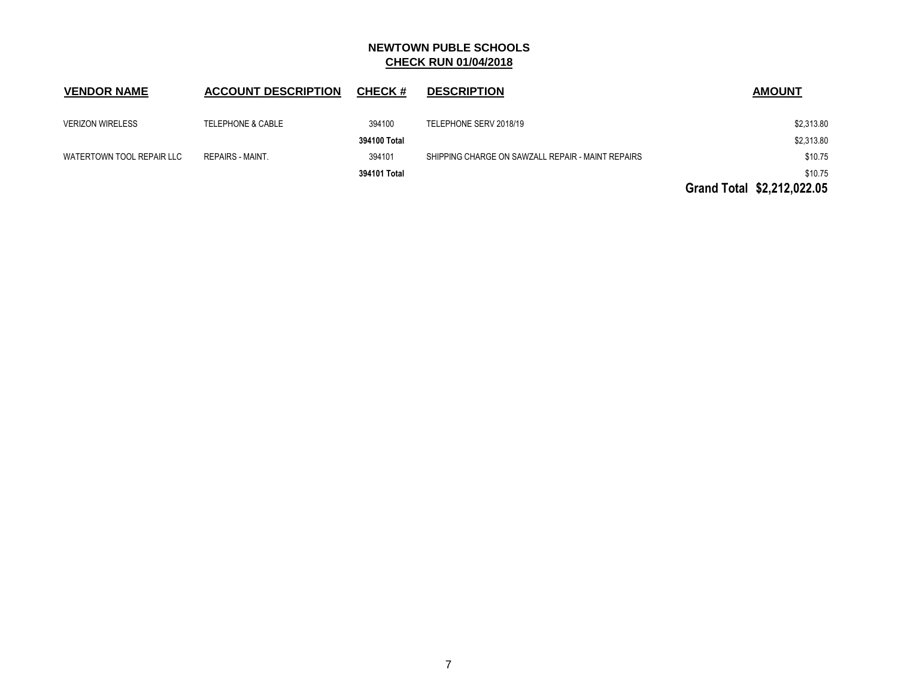**NEWTOWN PUBLE SCHOOLS**

**CHECK RUN 01/04/2018**

| VENDOR NAME | ACCOUNT DESCRIPTION | CHECK # | DESCRIPTION | AMOUNT |
|---|---|---|---|---|
| VERIZON WIRELESS | TELEPHONE & CABLE | 394100 | TELEPHONE SERV 2018/19 | $2,313.80 |
| | | **394100 Total** | | $2,313.80 |
| WATERTOWN TOOL REPAIR LLC | REPAIRS - MAINT. | 394101 | SHIPPING CHARGE ON SAWZALL REPAIR - MAINT REPAIRS | $10.75 |
| | | **394101 Total** | | $10.75 |
| | | | **Grand Total** | **$2,212,022.05** |